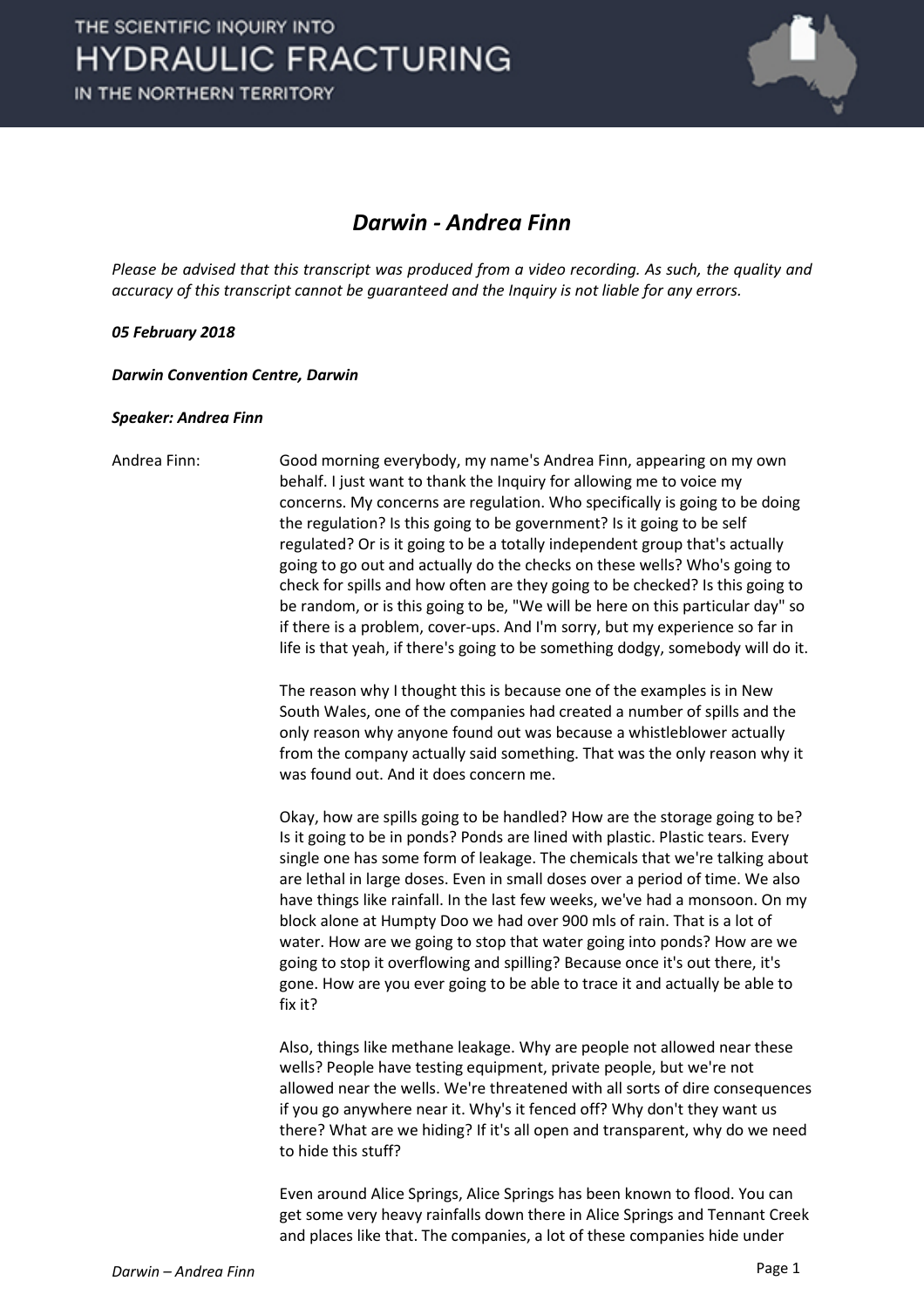# *Darwin - Andrea Finn*

*Please be advised that this transcript was produced from a video recording. As such, the quality and accuracy of this transcript cannot be guaranteed and the Inquiry is not liable for any errors.*

***05 February 2018***

***Darwin Convention Centre, Darwin***

***Speaker: Andrea Finn***

Andrea Finn: Good morning everybody, my name's Andrea Finn, appearing on my own behalf. I just want to thank the Inquiry for allowing me to voice my concerns. My concerns are regulation. Who specifically is going to be doing the regulation? Is this going to be government? Is it going to be self regulated? Or is it going to be a totally independent group that's actually going to go out and actually do the checks on these wells? Who's going to check for spills and how often are they going to be checked? Is this going to be random, or is this going to be, "We will be here on this particular day" so if there is a problem, cover-ups. And I'm sorry, but my experience so far in life is that yeah, if there's going to be something dodgy, somebody will do it.

The reason why I thought this is because one of the examples is in New South Wales, one of the companies had created a number of spills and the only reason why anyone found out was because a whistleblower actually from the company actually said something. That was the only reason why it was found out. And it does concern me.

Okay, how are spills going to be handled? How are the storage going to be? Is it going to be in ponds? Ponds are lined with plastic. Plastic tears. Every single one has some form of leakage. The chemicals that we're talking about are lethal in large doses. Even in small doses over a period of time. We also have things like rainfall. In the last few weeks, we've had a monsoon. On my block alone at Humpty Doo we had over 900 mls of rain. That is a lot of water. How are we going to stop that water going into ponds? How are we going to stop it overflowing and spilling? Because once it's out there, it's gone. How are you ever going to be able to trace it and actually be able to fix it?

Also, things like methane leakage. Why are people not allowed near these wells? People have testing equipment, private people, but we're not allowed near the wells. We're threatened with all sorts of dire consequences if you go anywhere near it. Why's it fenced off? Why don't they want us there? What are we hiding? If it's all open and transparent, why do we need to hide this stuff?

Even around Alice Springs, Alice Springs has been known to flood. You can get some very heavy rainfalls down there in Alice Springs and Tennant Creek and places like that. The companies, a lot of these companies hide under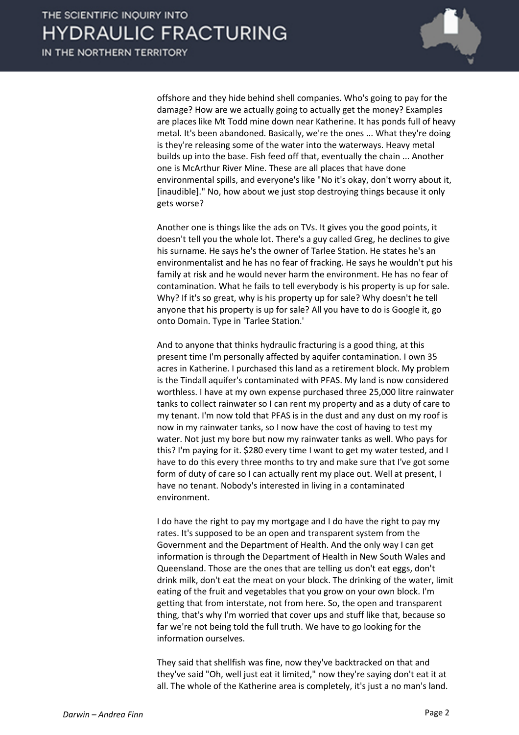offshore and they hide behind shell companies. Who's going to pay for the damage? How are we actually going to actually get the money? Examples are places like Mt Todd mine down near Katherine. It has ponds full of heavy metal. It's been abandoned. Basically, we're the ones ... What they're doing is they're releasing some of the water into the waterways. Heavy metal builds up into the base. Fish feed off that, eventually the chain ... Another one is McArthur River Mine. These are all places that have done environmental spills, and everyone's like "No it's okay, don't worry about it, [inaudible]." No, how about we just stop destroying things because it only gets worse?

Another one is things like the ads on TVs. It gives you the good points, it doesn't tell you the whole lot. There's a guy called Greg, he declines to give his surname. He says he's the owner of Tarlee Station. He states he's an environmentalist and he has no fear of fracking. He says he wouldn't put his family at risk and he would never harm the environment. He has no fear of contamination. What he fails to tell everybody is his property is up for sale. Why? If it's so great, why is his property up for sale? Why doesn't he tell anyone that his property is up for sale? All you have to do is Google it, go onto Domain. Type in 'Tarlee Station.'

And to anyone that thinks hydraulic fracturing is a good thing, at this present time I'm personally affected by aquifer contamination. I own 35 acres in Katherine. I purchased this land as a retirement block. My problem is the Tindall aquifer's contaminated with PFAS. My land is now considered worthless. I have at my own expense purchased three 25,000 litre rainwater tanks to collect rainwater so I can rent my property and as a duty of care to my tenant. I'm now told that PFAS is in the dust and any dust on my roof is now in my rainwater tanks, so I now have the cost of having to test my water. Not just my bore but now my rainwater tanks as well. Who pays for this? I'm paying for it. $280 every time I want to get my water tested, and I have to do this every three months to try and make sure that I've got some form of duty of care so I can actually rent my place out. Well at present, I have no tenant. Nobody's interested in living in a contaminated environment.

I do have the right to pay my mortgage and I do have the right to pay my rates. It's supposed to be an open and transparent system from the Government and the Department of Health. And the only way I can get information is through the Department of Health in New South Wales and Queensland. Those are the ones that are telling us don't eat eggs, don't drink milk, don't eat the meat on your block. The drinking of the water, limit eating of the fruit and vegetables that you grow on your own block. I'm getting that from interstate, not from here. So, the open and transparent thing, that's why I'm worried that cover ups and stuff like that, because so far we're not being told the full truth. We have to go looking for the information ourselves.

They said that shellfish was fine, now they've backtracked on that and they've said "Oh, well just eat it limited," now they're saying don't eat it at all. The whole of the Katherine area is completely, it's just a no man's land.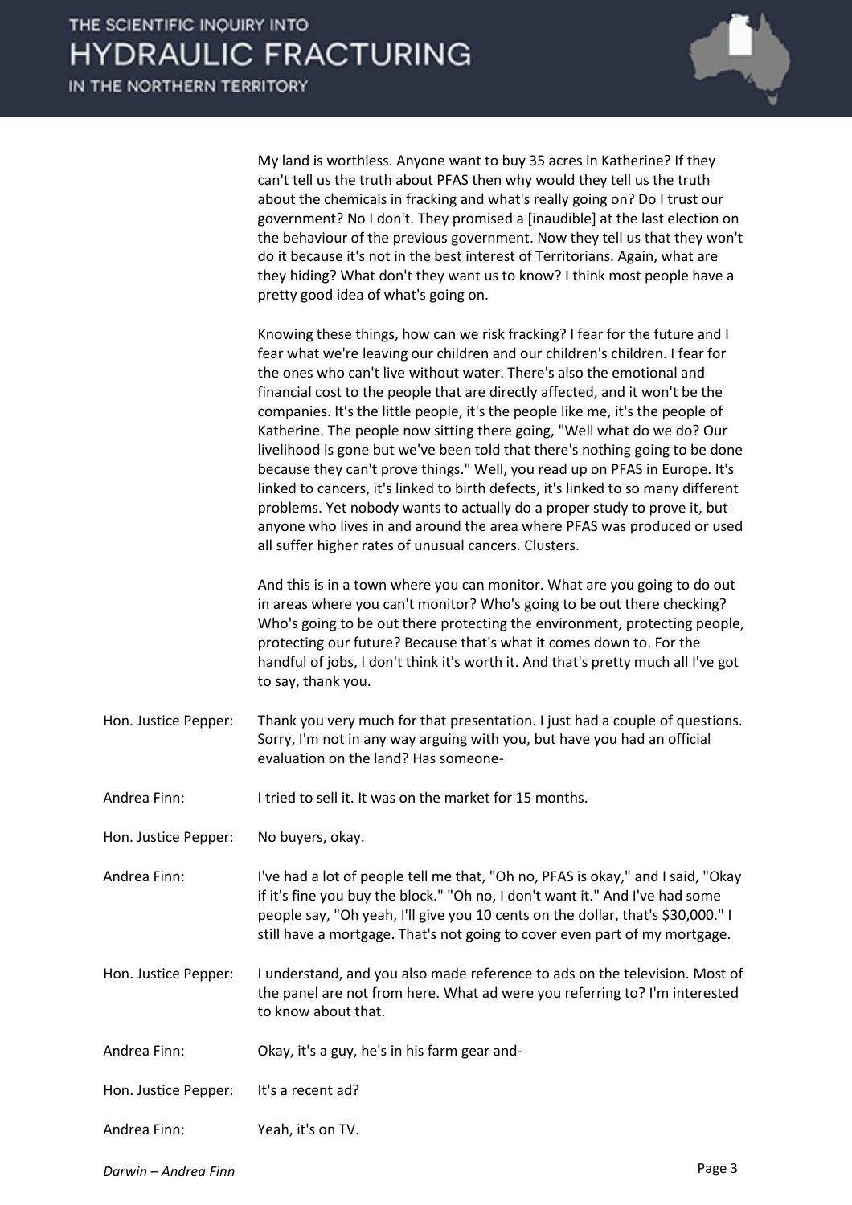My land is worthless. Anyone want to buy 35 acres in Katherine? If they can't tell us the truth about PFAS then why would they tell us the truth about the chemicals in fracking and what's really going on? Do I trust our government? No I don't. They promised a [inaudible] at the last election on the behaviour of the previous government. Now they tell us that they won't do it because it's not in the best interest of Territorians. Again, what are they hiding? What don't they want us to know? I think most people have a pretty good idea of what's going on.

Knowing these things, how can we risk fracking? I fear for the future and I fear what we're leaving our children and our children's children. I fear for the ones who can't live without water. There's also the emotional and financial cost to the people that are directly affected, and it won't be the companies. It's the little people, it's the people like me, it's the people of Katherine. The people now sitting there going, "Well what do we do? Our livelihood is gone but we've been told that there's nothing going to be done because they can't prove things." Well, you read up on PFAS in Europe. It's linked to cancers, it's linked to birth defects, it's linked to so many different problems. Yet nobody wants to actually do a proper study to prove it, but anyone who lives in and around the area where PFAS was produced or used all suffer higher rates of unusual cancers. Clusters.

And this is in a town where you can monitor. What are you going to do out in areas where you can't monitor? Who's going to be out there checking? Who's going to be out there protecting the environment, protecting people, protecting our future? Because that's what it comes down to. For the handful of jobs, I don't think it's worth it. And that's pretty much all I've got to say, thank you.

**Hon. Justice Pepper:** Thank you very much for that presentation. I just had a couple of questions. Sorry, I'm not in any way arguing with you, but have you had an official evaluation on the land? Has someone-

**Andrea Finn:** I tried to sell it. It was on the market for 15 months.

**Hon. Justice Pepper:** No buyers, okay.

**Andrea Finn:** I've had a lot of people tell me that, "Oh no, PFAS is okay," and I said, "Okay if it's fine you buy the block." "Oh no, I don't want it." And I've had some people say, "Oh yeah, I'll give you 10 cents on the dollar, that's $30,000." I still have a mortgage. That's not going to cover even part of my mortgage.

**Hon. Justice Pepper:** I understand, and you also made reference to ads on the television. Most of the panel are not from here. What ad were you referring to? I'm interested to know about that.

**Andrea Finn:** Okay, it's a guy, he's in his farm gear and-

**Hon. Justice Pepper:** It's a recent ad?

**Andrea Finn:** Yeah, it's on TV.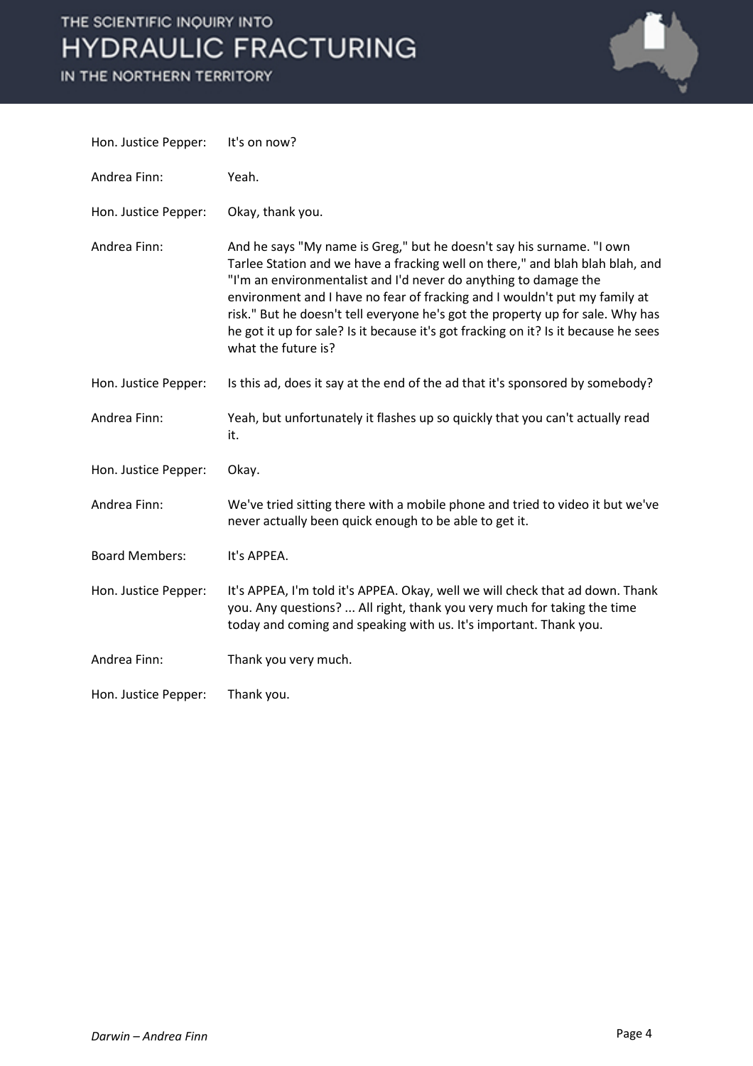Hon. Justice Pepper: It's on now?

Andrea Finn: Yeah.

Hon. Justice Pepper: Okay, thank you.

Andrea Finn: And he says "My name is Greg," but he doesn't say his surname. "I own Tarlee Station and we have a fracking well on there," and blah blah blah, and "I'm an environmentalist and I'd never do anything to damage the environment and I have no fear of fracking and I wouldn't put my family at risk." But he doesn't tell everyone he's got the property up for sale. Why has he got it up for sale? Is it because it's got fracking on it? Is it because he sees what the future is?

Hon. Justice Pepper: Is this ad, does it say at the end of the ad that it's sponsored by somebody?

Andrea Finn: Yeah, but unfortunately it flashes up so quickly that you can't actually read it.

Hon. Justice Pepper: Okay.

Andrea Finn: We've tried sitting there with a mobile phone and tried to video it but we've never actually been quick enough to be able to get it.

Board Members: It's APPEA.

Hon. Justice Pepper: It's APPEA, I'm told it's APPEA. Okay, well we will check that ad down. Thank you. Any questions? ... All right, thank you very much for taking the time today and coming and speaking with us. It's important. Thank you.

Andrea Finn: Thank you very much.

Hon. Justice Pepper: Thank you.